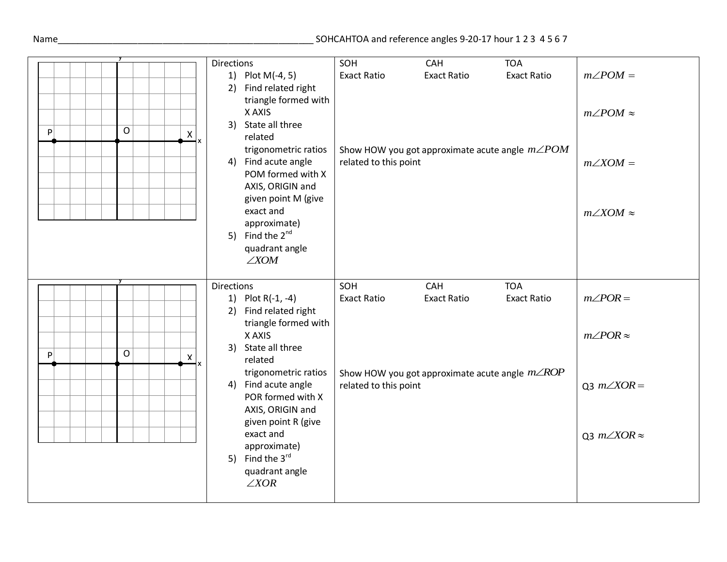Name\_\_\_\_\_\_\_\_\_\_\_\_\_\_\_\_\_\_\_\_\_\_\_\_\_\_\_\_\_\_\_\_\_\_\_\_\_\_\_\_\_\_\_\_\_\_\_\_\_\_ SOHCAHTOA and reference angles 9-20-17 hour 1 2 3 4 5 6 7

| Graph | Directions | SOH / CAH / TOA | Angles |
|---|---|---|---|
| y, x, P, O, X | Directions<br>1) Plot M(-4, 5)<br>2) Find related right triangle formed with X AXIS<br>3) State all three related trigonometric ratios<br>4) Find acute angle POM formed with X AXIS, ORIGIN and given point M (give exact and approximate)<br>5) Find the 2nd quadrant angle $\angle XOM$ | SOH Exact Ratio &nbsp;&nbsp; CAH Exact Ratio &nbsp;&nbsp; TOA Exact Ratio<br><br>Show HOW you got approximate acute angle $m\angle POM$ related to this point | $m\angle POM =$<br><br>$m\angle POM \approx$<br><br>$m\angle XOM =$<br><br>$m\angle XOM \approx$ |
| y, x, P, O, X | Directions<br>1) Plot R(-1, -4)<br>2) Find related right triangle formed with X AXIS<br>3) State all three related trigonometric ratios<br>4) Find acute angle POR formed with X AXIS, ORIGIN and given point R (give exact and approximate)<br>5) Find the 3rd quadrant angle $\angle XOR$ | SOH Exact Ratio &nbsp;&nbsp; CAH Exact Ratio &nbsp;&nbsp; TOA Exact Ratio<br><br>Show HOW you got approximate acute angle $m\angle ROP$ related to this point | $m\angle POR =$<br><br>$m\angle POR \approx$<br><br>Q3 $m\angle XOR =$<br><br>Q3 $m\angle XOR \approx$ |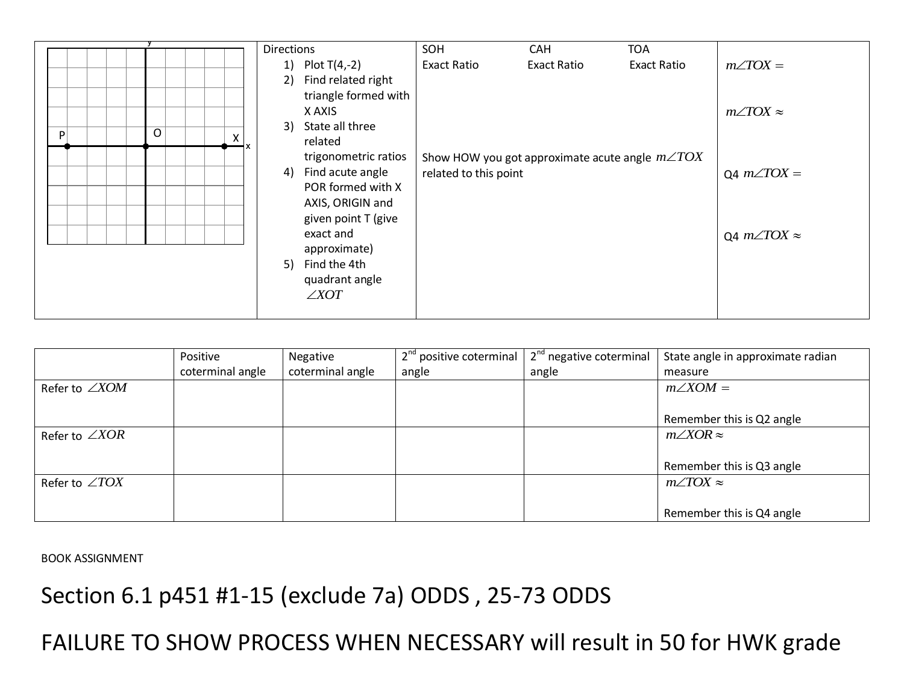| | | | |
|---|---|---|---|
| y<br>P O X<br>x | Directions<br>1) Plot T(4,-2)<br>2) Find related right triangle formed with X AXIS<br>3) State all three related trigonometric ratios<br>4) Find acute angle POR formed with X AXIS, ORIGIN and given point T (give exact and approximate)<br>5) Find the 4th quadrant angle $\angle XOT$ | SOH Exact Ratio CAH Exact Ratio TOA Exact Ratio<br><br>Show HOW you got approximate acute angle $m\angle TOX$ related to this point | $m\angle TOX =$<br><br>$m\angle TOX \approx$<br><br>Q4 $m\angle TOX =$<br><br>Q4 $m\angle TOX \approx$ |

| | Positive coterminal angle | Negative coterminal angle | 2nd positive coterminal angle | 2nd negative coterminal angle | State angle in approximate radian measure |
|---|---|---|---|---|---|
| Refer to $\angle XOM$ | | | | | $m\angle XOM =$<br><br>Remember this is Q2 angle |
| Refer to $\angle XOR$ | | | | | $m\angle XOR \approx$<br><br>Remember this is Q3 angle |
| Refer to $\angle TOX$ | | | | | $m\angle TOX \approx$<br><br>Remember this is Q4 angle |

BOOK ASSIGNMENT

## Section 6.1 p451 #1-15 (exclude 7a) ODDS , 25-73 ODDS

## FAILURE TO SHOW PROCESS WHEN NECESSARY will result in 50 for HWK grade